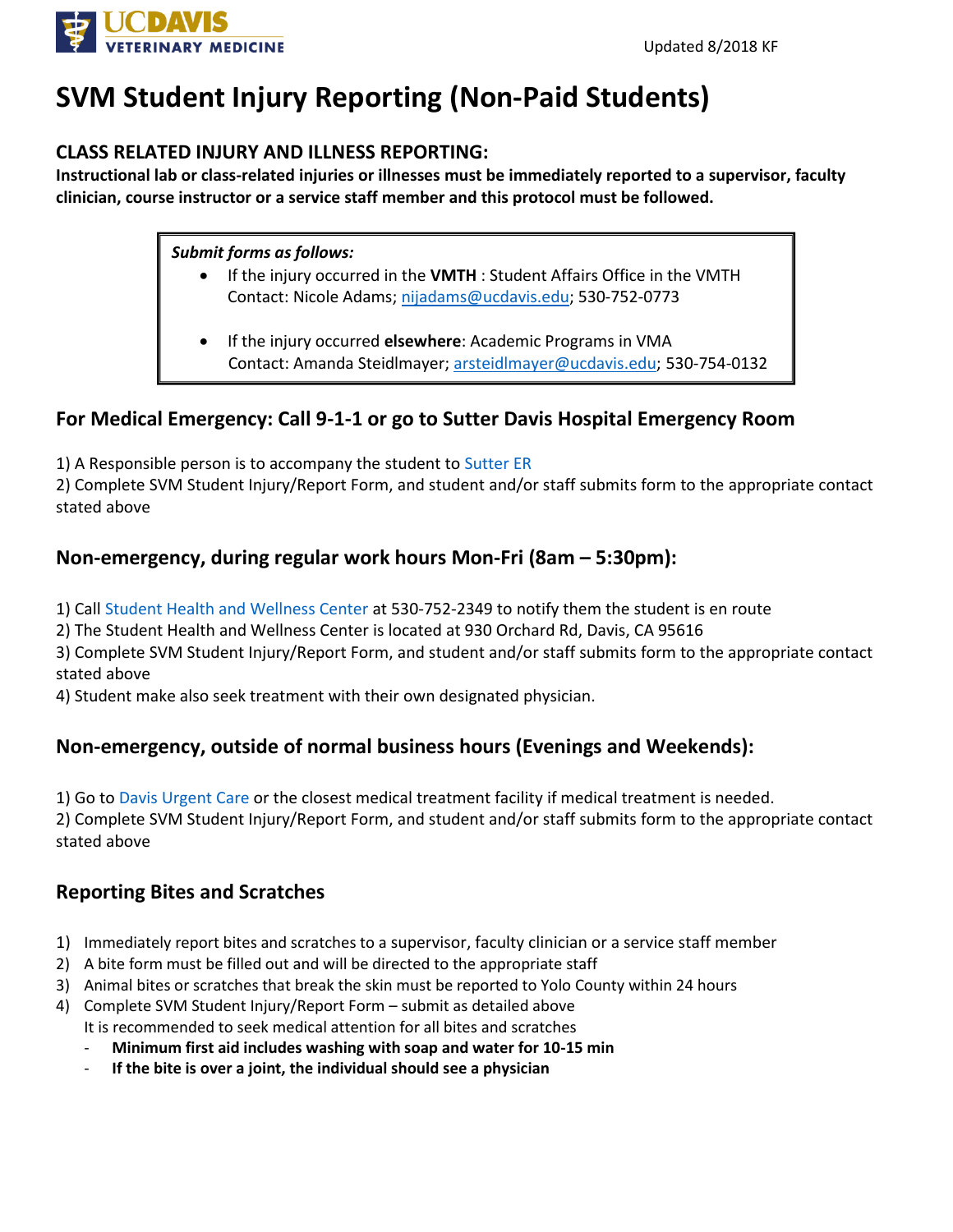# SVM Student Injury Reporting (Non-Paid Students)

## CLASS RELATED INJURY AND ILLNESS REPORTING:

**Instructional lab or class-related injuries or illnesses must be immediately reported to a supervisor, faculty clinician, course instructor or a service staff member and this protocol must be followed.**

> ***Submit forms as follows:***
>
> - If the injury occurred in the **VMTH** : Student Affairs Office in the VMTH
>   Contact: Nicole Adams; nijadams@ucdavis.edu; 530-752-0773
> - If the injury occurred **elsewhere**: Academic Programs in VMA
>   Contact: Amanda Steidlmayer; arsteidlmayer@ucdavis.edu; 530-754-0132

## For Medical Emergency: Call 9-1-1 or go to Sutter Davis Hospital Emergency Room

1) A Responsible person is to accompany the student to Sutter ER
2) Complete SVM Student Injury/Report Form, and student and/or staff submits form to the appropriate contact stated above

## Non-emergency, during regular work hours Mon-Fri (8am – 5:30pm):

1) Call Student Health and Wellness Center at 530-752-2349 to notify them the student is en route
2) The Student Health and Wellness Center is located at 930 Orchard Rd, Davis, CA 95616
3) Complete SVM Student Injury/Report Form, and student and/or staff submits form to the appropriate contact stated above
4) Student make also seek treatment with their own designated physician.

## Non-emergency, outside of normal business hours (Evenings and Weekends):

1) Go to Davis Urgent Care or the closest medical treatment facility if medical treatment is needed.
2) Complete SVM Student Injury/Report Form, and student and/or staff submits form to the appropriate contact stated above

## Reporting Bites and Scratches

1) Immediately report bites and scratches to a supervisor, faculty clinician or a service staff member
2) A bite form must be filled out and will be directed to the appropriate staff
3) Animal bites or scratches that break the skin must be reported to Yolo County within 24 hours
4) Complete SVM Student Injury/Report Form – submit as detailed above
   It is recommended to seek medical attention for all bites and scratches
   - **Minimum first aid includes washing with soap and water for 10-15 min**
   - **If the bite is over a joint, the individual should see a physician**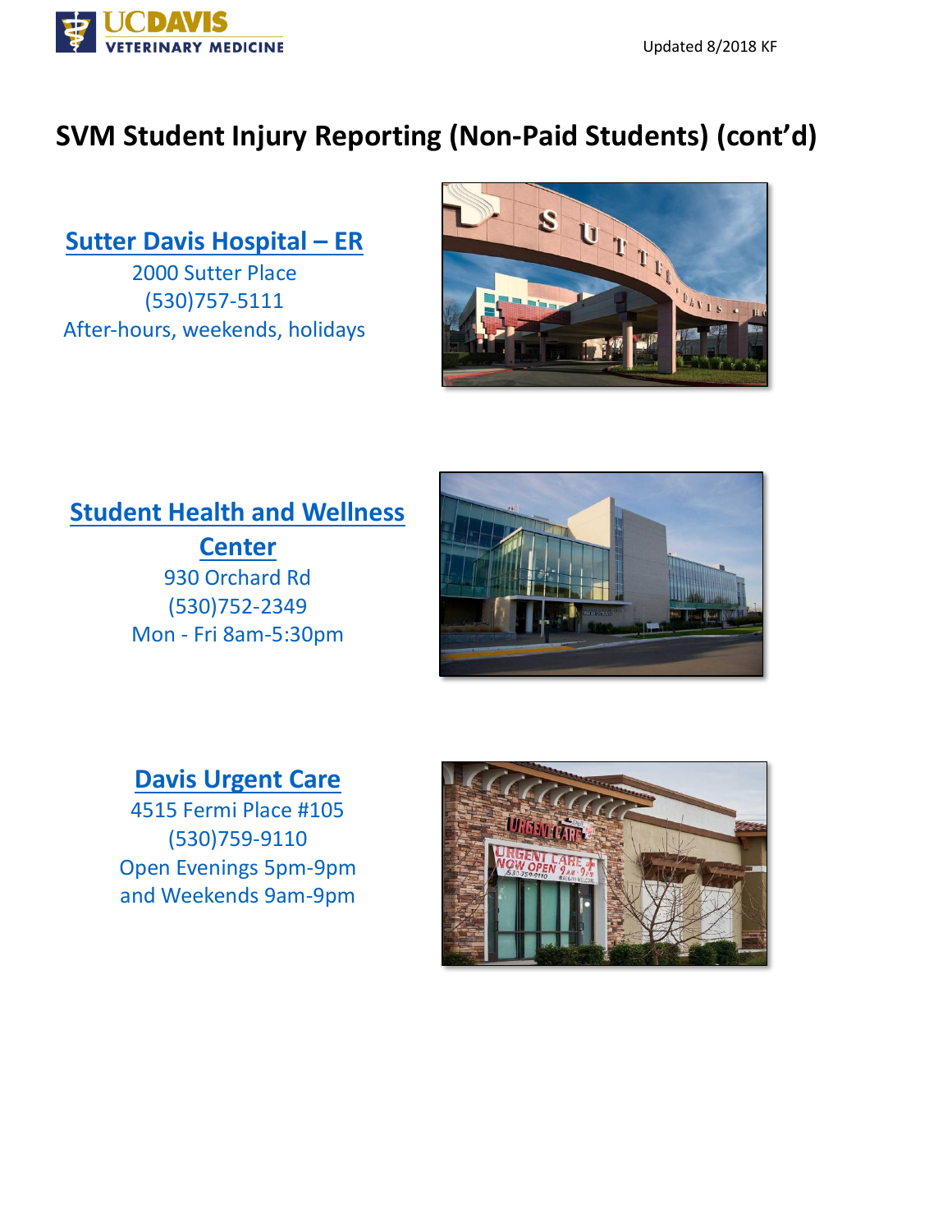# SVM Student Injury Reporting (Non-Paid Students) (cont'd)

**Sutter Davis Hospital – ER**
2000 Sutter Place
(530)757-5111
After-hours, weekends, holidays

**Student Health and Wellness Center**
930 Orchard Rd
(530)752-2349
Mon - Fri 8am-5:30pm

**Davis Urgent Care**
4515 Fermi Place #105
(530)759-9110
Open Evenings 5pm-9pm
and Weekends 9am-9pm